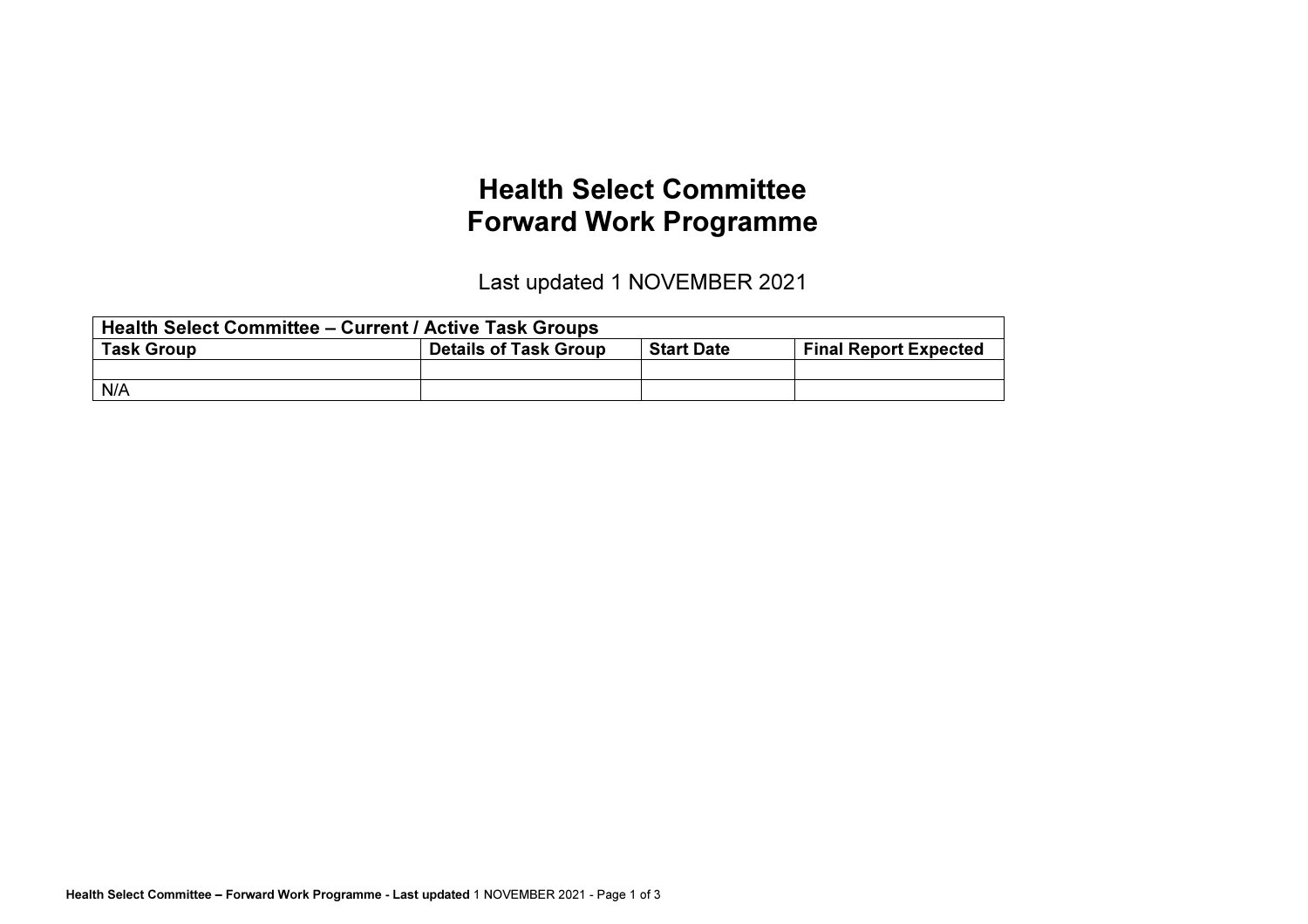# Health Select Committee
# Forward Work Programme

Last updated 1 NOVEMBER 2021

| Health Select Committee – Current / Active Task Groups | | | |
|---|---|---|---|
| **Task Group** | **Details of Task Group** | **Start Date** | **Final Report Expected** |
| | | | |
| N/A | | | |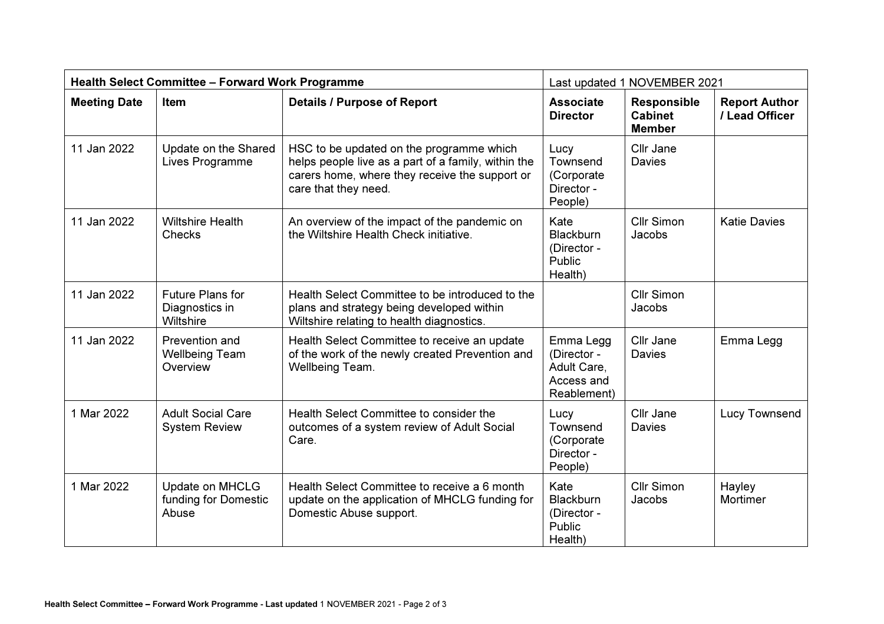| Health Select Committee – Forward Work Programme | | | Last updated 1 NOVEMBER 2021 | | |
|---|---|---|---|---|---|
| **Meeting Date** | **Item** | **Details / Purpose of Report** | **Associate Director** | **Responsible Cabinet Member** | **Report Author / Lead Officer** |
| 11 Jan 2022 | Update on the Shared Lives Programme | HSC to be updated on the programme which helps people live as a part of a family, within the carers home, where they receive the support or care that they need. | Lucy Townsend (Corporate Director - People) | Cllr Jane Davies | |
| 11 Jan 2022 | Wiltshire Health Checks | An overview of the impact of the pandemic on the Wiltshire Health Check initiative. | Kate Blackburn (Director - Public Health) | Cllr Simon Jacobs | Katie Davies |
| 11 Jan 2022 | Future Plans for Diagnostics in Wiltshire | Health Select Committee to be introduced to the plans and strategy being developed within Wiltshire relating to health diagnostics. | | Cllr Simon Jacobs | |
| 11 Jan 2022 | Prevention and Wellbeing Team Overview | Health Select Committee to receive an update of the work of the newly created Prevention and Wellbeing Team. | Emma Legg (Director - Adult Care, Access and Reablement) | Cllr Jane Davies | Emma Legg |
| 1 Mar 2022 | Adult Social Care System Review | Health Select Committee to consider the outcomes of a system review of Adult Social Care. | Lucy Townsend (Corporate Director - People) | Cllr Jane Davies | Lucy Townsend |
| 1 Mar 2022 | Update on MHCLG funding for Domestic Abuse | Health Select Committee to receive a 6 month update on the application of MHCLG funding for Domestic Abuse support. | Kate Blackburn (Director - Public Health) | Cllr Simon Jacobs | Hayley Mortimer |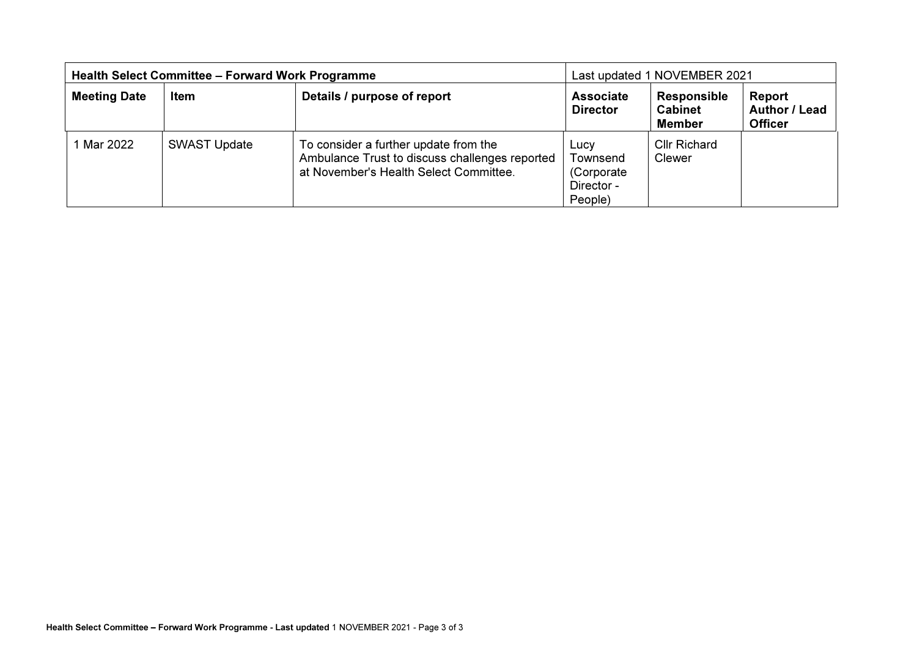| Health Select Committee – Forward Work Programme | | | Last updated 1 NOVEMBER 2021 | | |
|---|---|---|---|---|---|
| **Meeting Date** | **Item** | **Details / purpose of report** | **Associate Director** | **Responsible Cabinet Member** | **Report Author / Lead Officer** |
| 1 Mar 2022 | SWAST Update | To consider a further update from the Ambulance Trust to discuss challenges reported at November's Health Select Committee. | Lucy Townsend (Corporate Director - People) | Cllr Richard Clewer | |